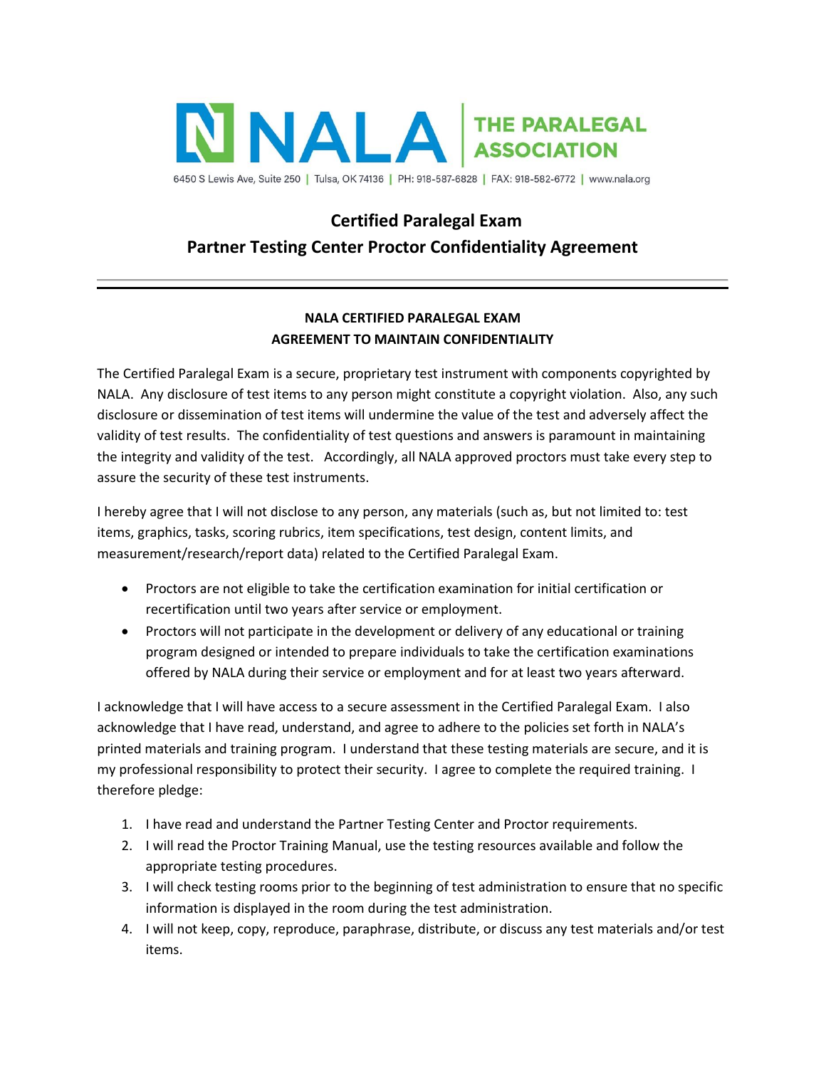NALA THE PARALEGAL ASSOCIATION

6450 S Lewis Ave, Suite 250 | Tulsa, OK 74136 | PH: 918-587-6828 | FAX: 918-582-6772 | www.nala.org

# Certified Paralegal Exam
# Partner Testing Center Proctor Confidentiality Agreement

---

## NALA CERTIFIED PARALEGAL EXAM
## AGREEMENT TO MAINTAIN CONFIDENTIALITY

The Certified Paralegal Exam is a secure, proprietary test instrument with components copyrighted by NALA. Any disclosure of test items to any person might constitute a copyright violation. Also, any such disclosure or dissemination of test items will undermine the value of the test and adversely affect the validity of test results. The confidentiality of test questions and answers is paramount in maintaining the integrity and validity of the test. Accordingly, all NALA approved proctors must take every step to assure the security of these test instruments.

I hereby agree that I will not disclose to any person, any materials (such as, but not limited to: test items, graphics, tasks, scoring rubrics, item specifications, test design, content limits, and measurement/research/report data) related to the Certified Paralegal Exam.

- Proctors are not eligible to take the certification examination for initial certification or recertification until two years after service or employment.
- Proctors will not participate in the development or delivery of any educational or training program designed or intended to prepare individuals to take the certification examinations offered by NALA during their service or employment and for at least two years afterward.

I acknowledge that I will have access to a secure assessment in the Certified Paralegal Exam. I also acknowledge that I have read, understand, and agree to adhere to the policies set forth in NALA's printed materials and training program. I understand that these testing materials are secure, and it is my professional responsibility to protect their security. I agree to complete the required training. I therefore pledge:

1. I have read and understand the Partner Testing Center and Proctor requirements.
2. I will read the Proctor Training Manual, use the testing resources available and follow the appropriate testing procedures.
3. I will check testing rooms prior to the beginning of test administration to ensure that no specific information is displayed in the room during the test administration.
4. I will not keep, copy, reproduce, paraphrase, distribute, or discuss any test materials and/or test items.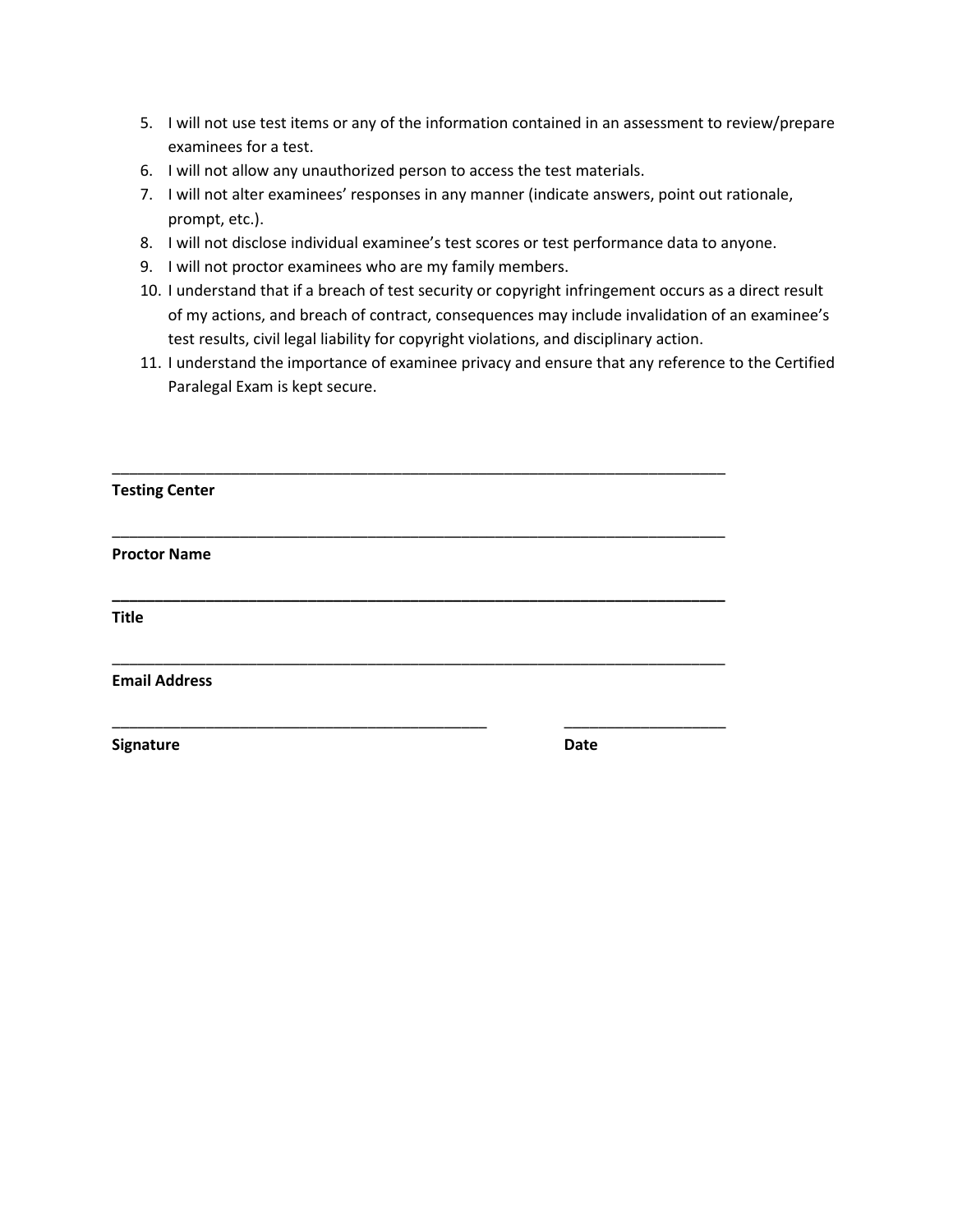5. I will not use test items or any of the information contained in an assessment to review/prepare examinees for a test.
6. I will not allow any unauthorized person to access the test materials.
7. I will not alter examinees' responses in any manner (indicate answers, point out rationale, prompt, etc.).
8. I will not disclose individual examinee's test scores or test performance data to anyone.
9. I will not proctor examinees who are my family members.
10. I understand that if a breach of test security or copyright infringement occurs as a direct result of my actions, and breach of contract, consequences may include invalidation of an examinee's test results, civil legal liability for copyright violations, and disciplinary action.
11. I understand the importance of examinee privacy and ensure that any reference to the Certified Paralegal Exam is kept secure.

\_\_\_\_\_\_\_\_\_\_\_\_\_\_\_\_\_\_\_\_\_\_\_\_\_\_\_\_\_\_\_\_\_\_\_\_\_\_\_\_\_\_\_\_\_\_\_\_\_\_\_\_\_\_\_\_\_\_\_\_\_\_\_\_\_\_\_\_\_\_\_\_

**Testing Center**

\_\_\_\_\_\_\_\_\_\_\_\_\_\_\_\_\_\_\_\_\_\_\_\_\_\_\_\_\_\_\_\_\_\_\_\_\_\_\_\_\_\_\_\_\_\_\_\_\_\_\_\_\_\_\_\_\_\_\_\_\_\_\_\_\_\_\_\_\_\_\_\_

**Proctor Name**

\_\_\_\_\_\_\_\_\_\_\_\_\_\_\_\_\_\_\_\_\_\_\_\_\_\_\_\_\_\_\_\_\_\_\_\_\_\_\_\_\_\_\_\_\_\_\_\_\_\_\_\_\_\_\_\_\_\_\_\_\_\_\_\_\_\_\_\_\_\_\_\_

**Title**

\_\_\_\_\_\_\_\_\_\_\_\_\_\_\_\_\_\_\_\_\_\_\_\_\_\_\_\_\_\_\_\_\_\_\_\_\_\_\_\_\_\_\_\_\_\_\_\_\_\_\_\_\_\_\_\_\_\_\_\_\_\_\_\_\_\_\_\_\_\_\_\_

**Email Address**

\_\_\_\_\_\_\_\_\_\_\_\_\_\_\_\_\_\_\_\_\_\_\_\_\_\_\_\_\_\_\_\_\_\_\_\_\_\_\_\_\_\_\_\_ \_\_\_\_\_\_\_\_\_\_\_\_\_\_\_\_\_\_\_\_

**Signature** **Date**